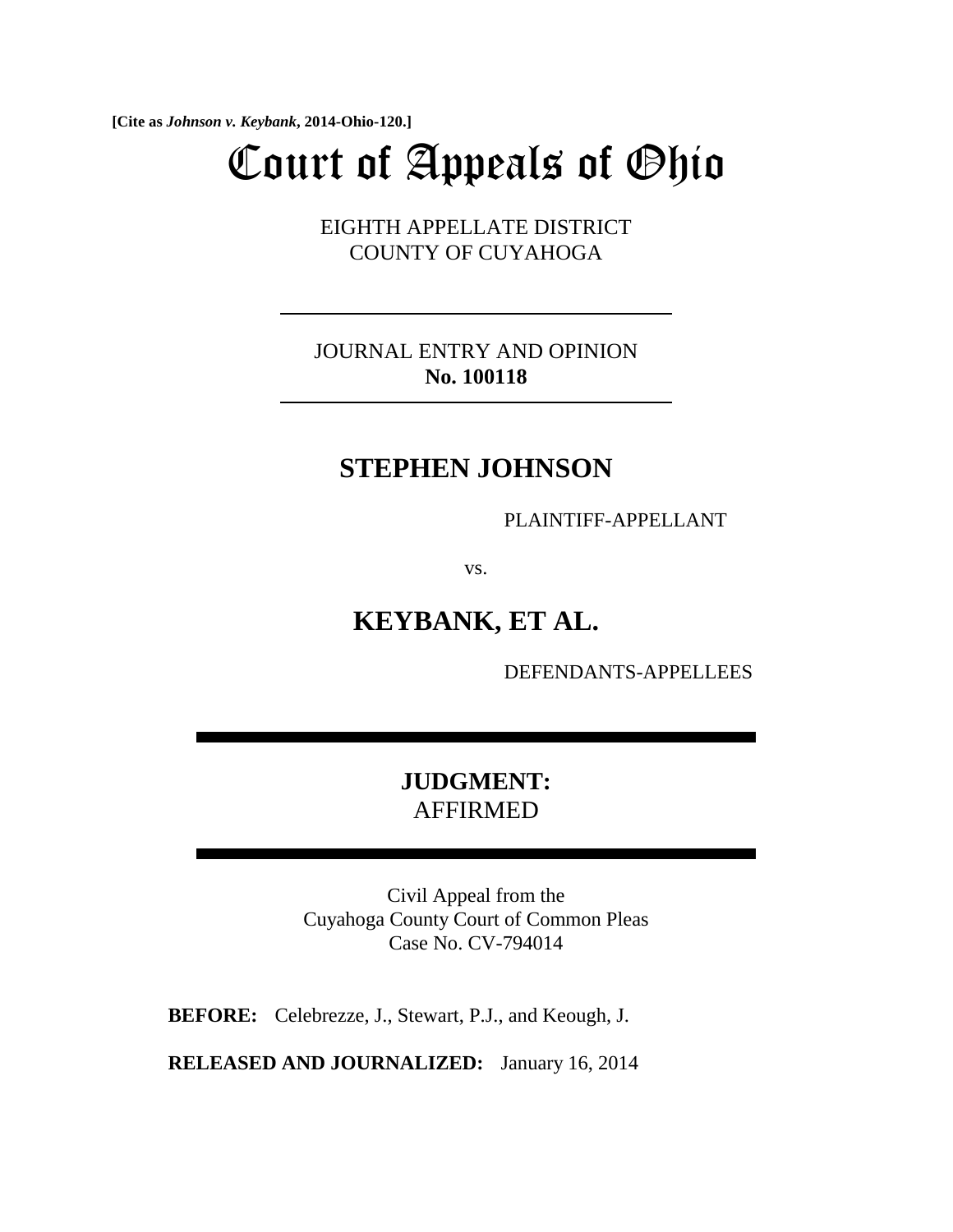**[Cite as *Johnson v. Keybank*, 2014-Ohio-120.]**

# Court of Appeals of Ohio

EIGHTH APPELLATE DISTRICT
COUNTY OF CUYAHOGA

---

JOURNAL ENTRY AND OPINION
**No. 100118**

---

## STEPHEN JOHNSON

PLAINTIFF-APPELLANT

vs.

## KEYBANK, ET AL.

DEFENDANTS-APPELLEES

---

**JUDGMENT:**
AFFIRMED

---

Civil Appeal from the
Cuyahoga County Court of Common Pleas
Case No. CV-794014

**BEFORE:** Celebrezze, J., Stewart, P.J., and Keough, J.

**RELEASED AND JOURNALIZED:** January 16, 2014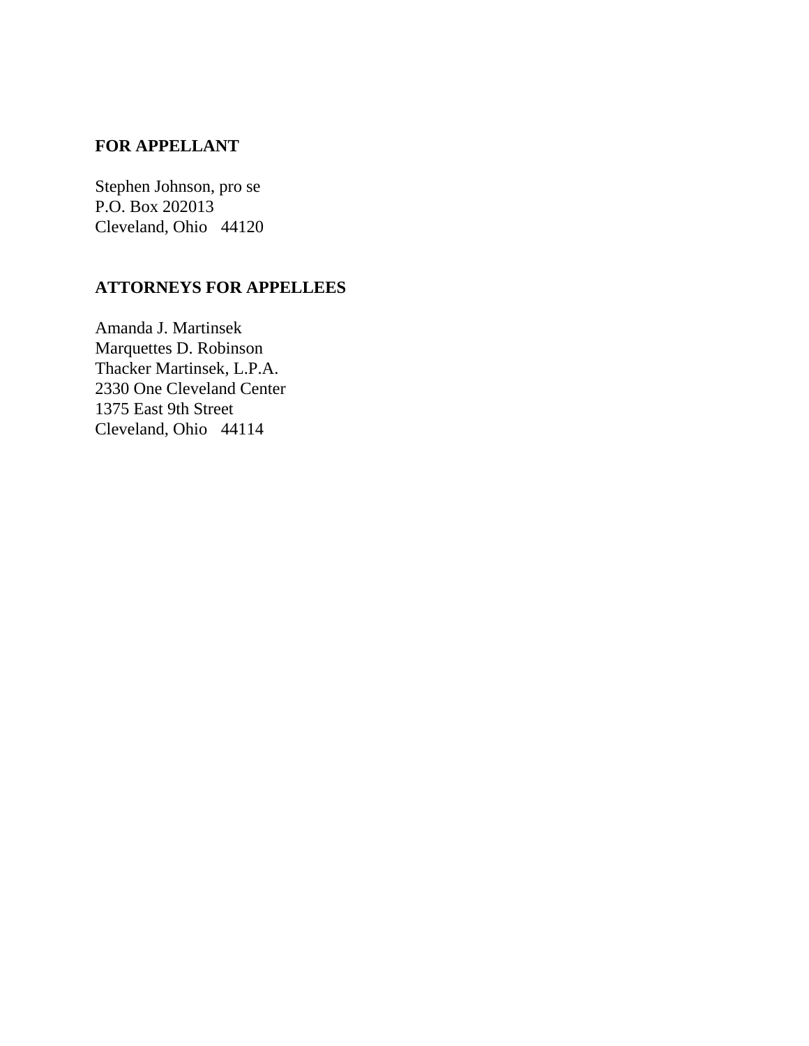**FOR APPELLANT**

Stephen Johnson, pro se
P.O. Box 202013
Cleveland, Ohio 44120

**ATTORNEYS FOR APPELLEES**

Amanda J. Martinsek
Marquettes D. Robinson
Thacker Martinsek, L.P.A.
2330 One Cleveland Center
1375 East 9th Street
Cleveland, Ohio 44114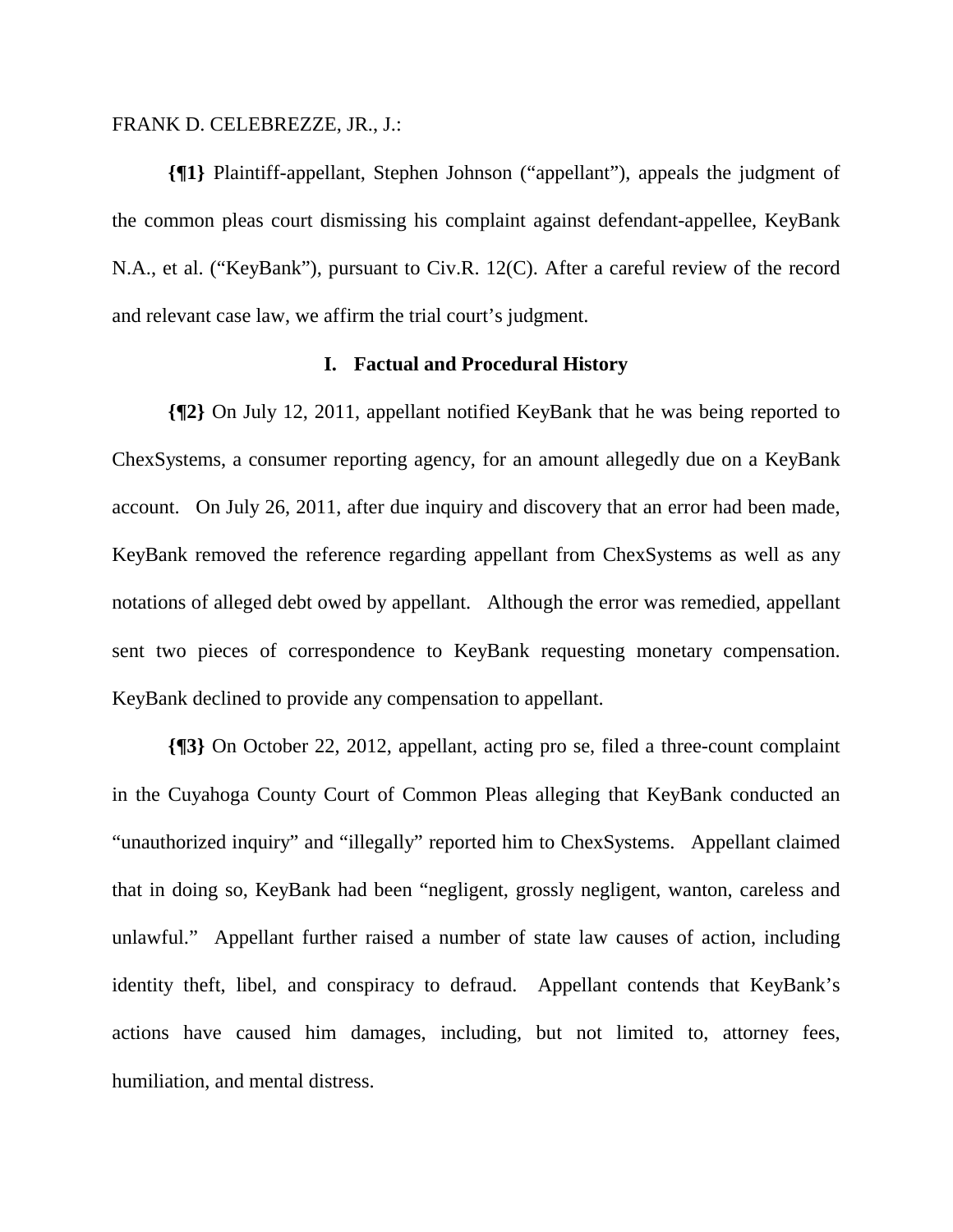FRANK D. CELEBREZZE, JR., J.:

**{¶1}** Plaintiff-appellant, Stephen Johnson ("appellant"), appeals the judgment of the common pleas court dismissing his complaint against defendant-appellee, KeyBank N.A., et al. ("KeyBank"), pursuant to Civ.R. 12(C). After a careful review of the record and relevant case law, we affirm the trial court's judgment.

## I. Factual and Procedural History

**{¶2}** On July 12, 2011, appellant notified KeyBank that he was being reported to ChexSystems, a consumer reporting agency, for an amount allegedly due on a KeyBank account. On July 26, 2011, after due inquiry and discovery that an error had been made, KeyBank removed the reference regarding appellant from ChexSystems as well as any notations of alleged debt owed by appellant. Although the error was remedied, appellant sent two pieces of correspondence to KeyBank requesting monetary compensation. KeyBank declined to provide any compensation to appellant.

**{¶3}** On October 22, 2012, appellant, acting pro se, filed a three-count complaint in the Cuyahoga County Court of Common Pleas alleging that KeyBank conducted an "unauthorized inquiry" and "illegally" reported him to ChexSystems. Appellant claimed that in doing so, KeyBank had been "negligent, grossly negligent, wanton, careless and unlawful." Appellant further raised a number of state law causes of action, including identity theft, libel, and conspiracy to defraud. Appellant contends that KeyBank's actions have caused him damages, including, but not limited to, attorney fees, humiliation, and mental distress.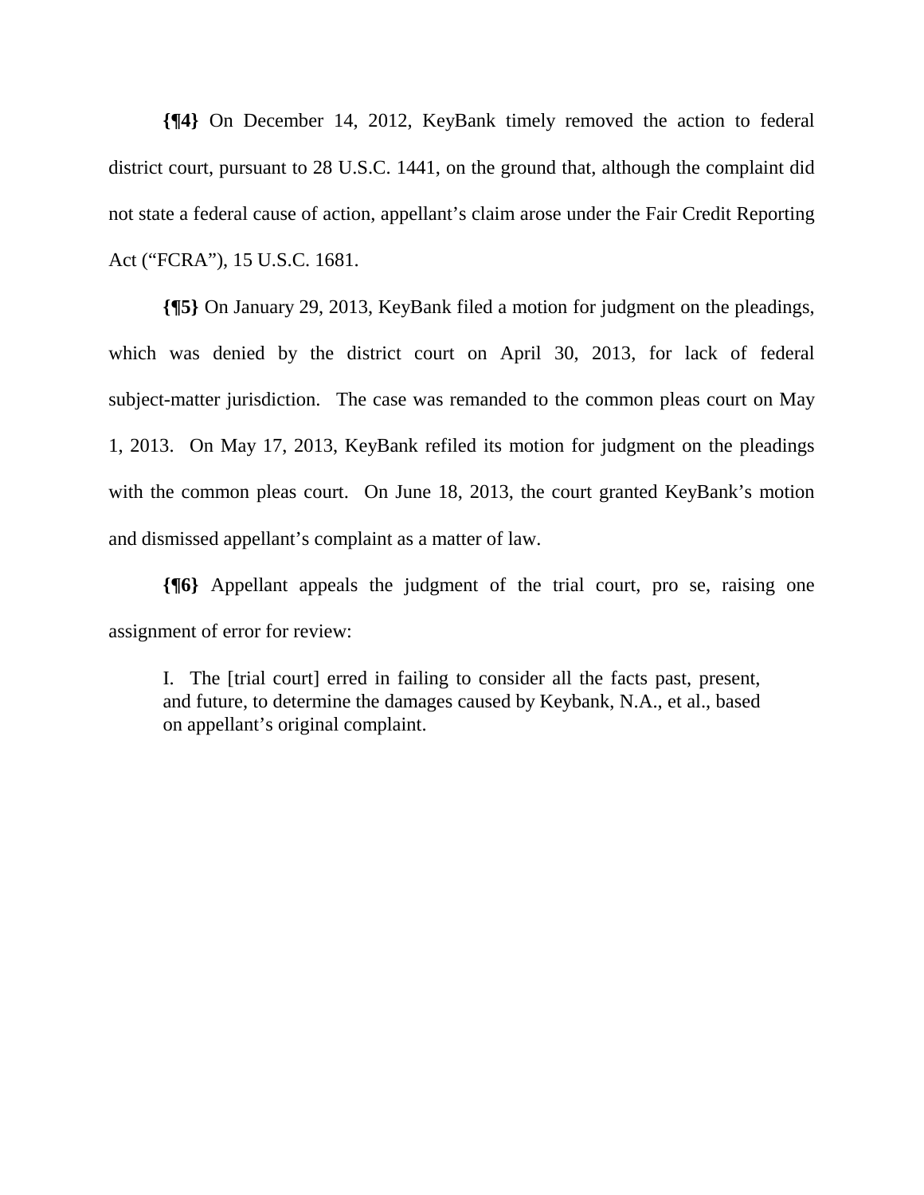**{¶4}** On December 14, 2012, KeyBank timely removed the action to federal district court, pursuant to 28 U.S.C. 1441, on the ground that, although the complaint did not state a federal cause of action, appellant's claim arose under the Fair Credit Reporting Act ("FCRA"), 15 U.S.C. 1681.

**{¶5}** On January 29, 2013, KeyBank filed a motion for judgment on the pleadings, which was denied by the district court on April 30, 2013, for lack of federal subject-matter jurisdiction. The case was remanded to the common pleas court on May 1, 2013. On May 17, 2013, KeyBank refiled its motion for judgment on the pleadings with the common pleas court. On June 18, 2013, the court granted KeyBank's motion and dismissed appellant's complaint as a matter of law.

**{¶6}** Appellant appeals the judgment of the trial court, pro se, raising one assignment of error for review:

> I. The [trial court] erred in failing to consider all the facts past, present, and future, to determine the damages caused by Keybank, N.A., et al., based on appellant's original complaint.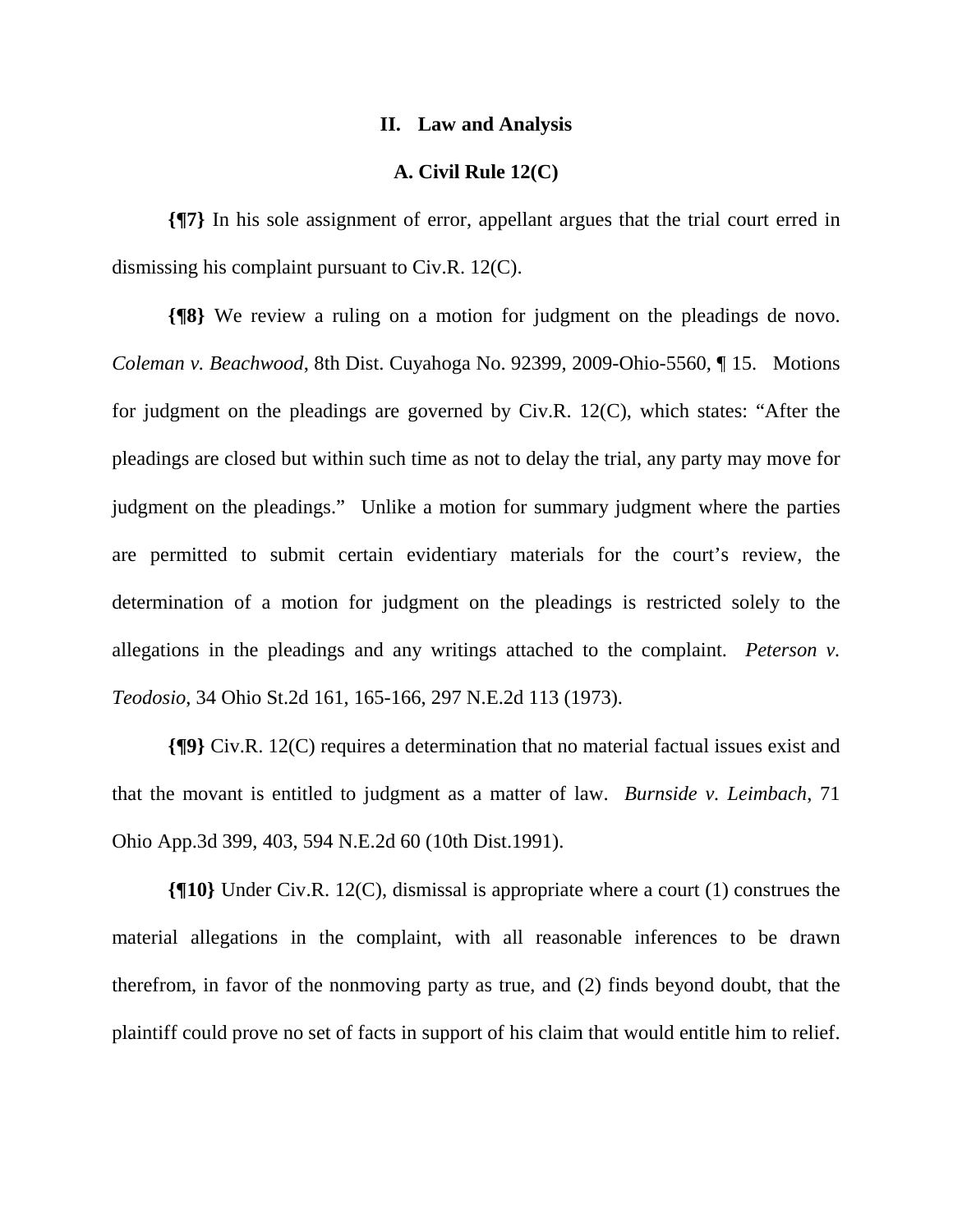## II. Law and Analysis

### A. Civil Rule 12(C)

**{¶7}** In his sole assignment of error, appellant argues that the trial court erred in dismissing his complaint pursuant to Civ.R. 12(C).

**{¶8}** We review a ruling on a motion for judgment on the pleadings de novo. *Coleman v. Beachwood*, 8th Dist. Cuyahoga No. 92399, 2009-Ohio-5560, ¶ 15. Motions for judgment on the pleadings are governed by Civ.R. 12(C), which states: "After the pleadings are closed but within such time as not to delay the trial, any party may move for judgment on the pleadings." Unlike a motion for summary judgment where the parties are permitted to submit certain evidentiary materials for the court's review, the determination of a motion for judgment on the pleadings is restricted solely to the allegations in the pleadings and any writings attached to the complaint. *Peterson v. Teodosio*, 34 Ohio St.2d 161, 165-166, 297 N.E.2d 113 (1973).

**{¶9}** Civ.R. 12(C) requires a determination that no material factual issues exist and that the movant is entitled to judgment as a matter of law. *Burnside v. Leimbach*, 71 Ohio App.3d 399, 403, 594 N.E.2d 60 (10th Dist.1991).

**{¶10}** Under Civ.R. 12(C), dismissal is appropriate where a court (1) construes the material allegations in the complaint, with all reasonable inferences to be drawn therefrom, in favor of the nonmoving party as true, and (2) finds beyond doubt, that the plaintiff could prove no set of facts in support of his claim that would entitle him to relief.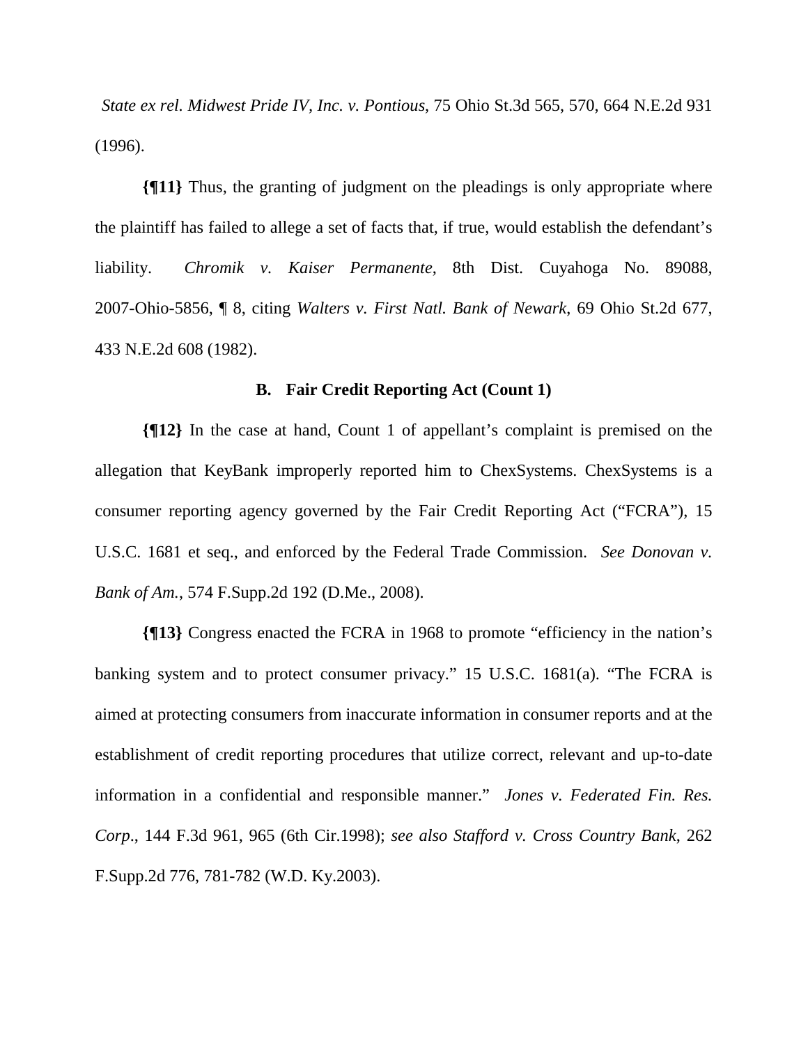*State ex rel. Midwest Pride IV, Inc. v. Pontious*, 75 Ohio St.3d 565, 570, 664 N.E.2d 931 (1996).

**{¶11}** Thus, the granting of judgment on the pleadings is only appropriate where the plaintiff has failed to allege a set of facts that, if true, would establish the defendant's liability. *Chromik v. Kaiser Permanente*, 8th Dist. Cuyahoga No. 89088, 2007-Ohio-5856, ¶ 8, citing *Walters v. First Natl. Bank of Newark*, 69 Ohio St.2d 677, 433 N.E.2d 608 (1982).

### B. Fair Credit Reporting Act (Count 1)

**{¶12}** In the case at hand, Count 1 of appellant's complaint is premised on the allegation that KeyBank improperly reported him to ChexSystems. ChexSystems is a consumer reporting agency governed by the Fair Credit Reporting Act ("FCRA"), 15 U.S.C. 1681 et seq., and enforced by the Federal Trade Commission. *See Donovan v. Bank of Am.*, 574 F.Supp.2d 192 (D.Me., 2008).

**{¶13}** Congress enacted the FCRA in 1968 to promote "efficiency in the nation's banking system and to protect consumer privacy." 15 U.S.C. 1681(a). "The FCRA is aimed at protecting consumers from inaccurate information in consumer reports and at the establishment of credit reporting procedures that utilize correct, relevant and up-to-date information in a confidential and responsible manner." *Jones v. Federated Fin. Res. Corp.*, 144 F.3d 961, 965 (6th Cir.1998); *see also Stafford v. Cross Country Bank*, 262 F.Supp.2d 776, 781-782 (W.D. Ky.2003).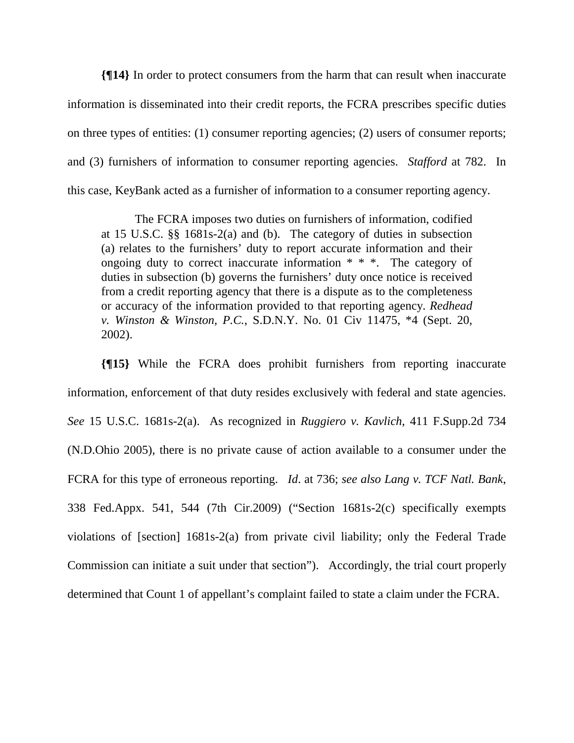**{¶14}** In order to protect consumers from the harm that can result when inaccurate information is disseminated into their credit reports, the FCRA prescribes specific duties on three types of entities: (1) consumer reporting agencies; (2) users of consumer reports; and (3) furnishers of information to consumer reporting agencies. *Stafford* at 782. In this case, KeyBank acted as a furnisher of information to a consumer reporting agency.

> The FCRA imposes two duties on furnishers of information, codified at 15 U.S.C. §§ 1681s-2(a) and (b). The category of duties in subsection (a) relates to the furnishers' duty to report accurate information and their ongoing duty to correct inaccurate information * * *. The category of duties in subsection (b) governs the furnishers' duty once notice is received from a credit reporting agency that there is a dispute as to the completeness or accuracy of the information provided to that reporting agency. *Redhead v. Winston & Winston, P.C.*, S.D.N.Y. No. 01 Civ 11475, *4 (Sept. 20, 2002).

**{¶15}** While the FCRA does prohibit furnishers from reporting inaccurate information, enforcement of that duty resides exclusively with federal and state agencies. *See* 15 U.S.C. 1681s-2(a). As recognized in *Ruggiero v. Kavlich*, 411 F.Supp.2d 734 (N.D.Ohio 2005), there is no private cause of action available to a consumer under the FCRA for this type of erroneous reporting. *Id*. at 736; *see also Lang v. TCF Natl. Bank*, 338 Fed.Appx. 541, 544 (7th Cir.2009) ("Section 1681s-2(c) specifically exempts violations of [section] 1681s-2(a) from private civil liability; only the Federal Trade Commission can initiate a suit under that section"). Accordingly, the trial court properly determined that Count 1 of appellant's complaint failed to state a claim under the FCRA.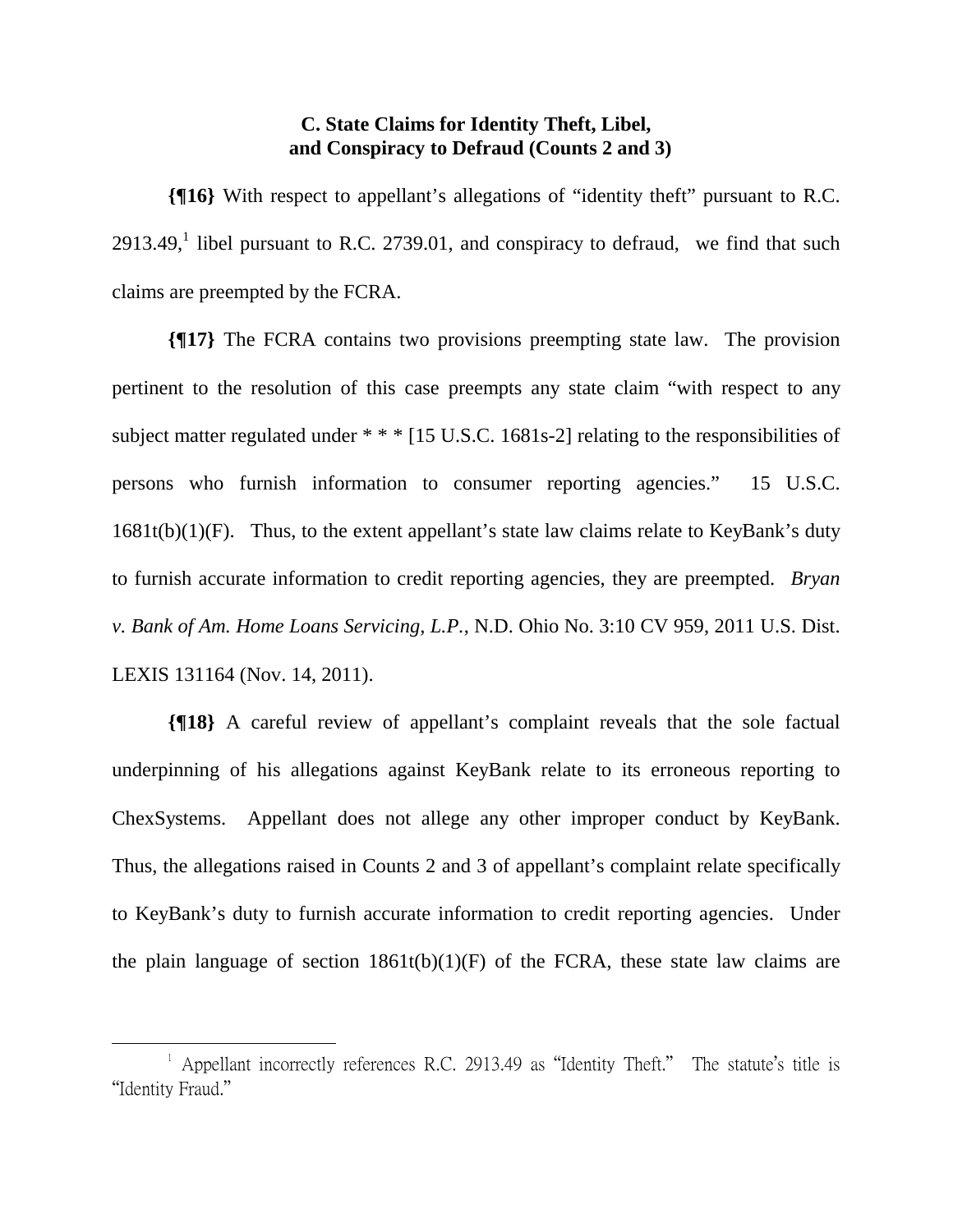### C. State Claims for Identity Theft, Libel, and Conspiracy to Defraud (Counts 2 and 3)

**{¶16}** With respect to appellant's allegations of "identity theft" pursuant to R.C. 2913.49,[1] libel pursuant to R.C. 2739.01, and conspiracy to defraud, we find that such claims are preempted by the FCRA.

**{¶17}** The FCRA contains two provisions preempting state law. The provision pertinent to the resolution of this case preempts any state claim "with respect to any subject matter regulated under * * * [15 U.S.C. 1681s-2] relating to the responsibilities of persons who furnish information to consumer reporting agencies." 15 U.S.C. 1681t(b)(1)(F). Thus, to the extent appellant's state law claims relate to KeyBank's duty to furnish accurate information to credit reporting agencies, they are preempted. *Bryan v. Bank of Am. Home Loans Servicing, L.P.*, N.D. Ohio No. 3:10 CV 959, 2011 U.S. Dist. LEXIS 131164 (Nov. 14, 2011).

**{¶18}** A careful review of appellant's complaint reveals that the sole factual underpinning of his allegations against KeyBank relate to its erroneous reporting to ChexSystems. Appellant does not allege any other improper conduct by KeyBank. Thus, the allegations raised in Counts 2 and 3 of appellant's complaint relate specifically to KeyBank's duty to furnish accurate information to credit reporting agencies. Under the plain language of section 1861t(b)(1)(F) of the FCRA, these state law claims are

---

[1] Appellant incorrectly references R.C. 2913.49 as "Identity Theft." The statute's title is "Identity Fraud."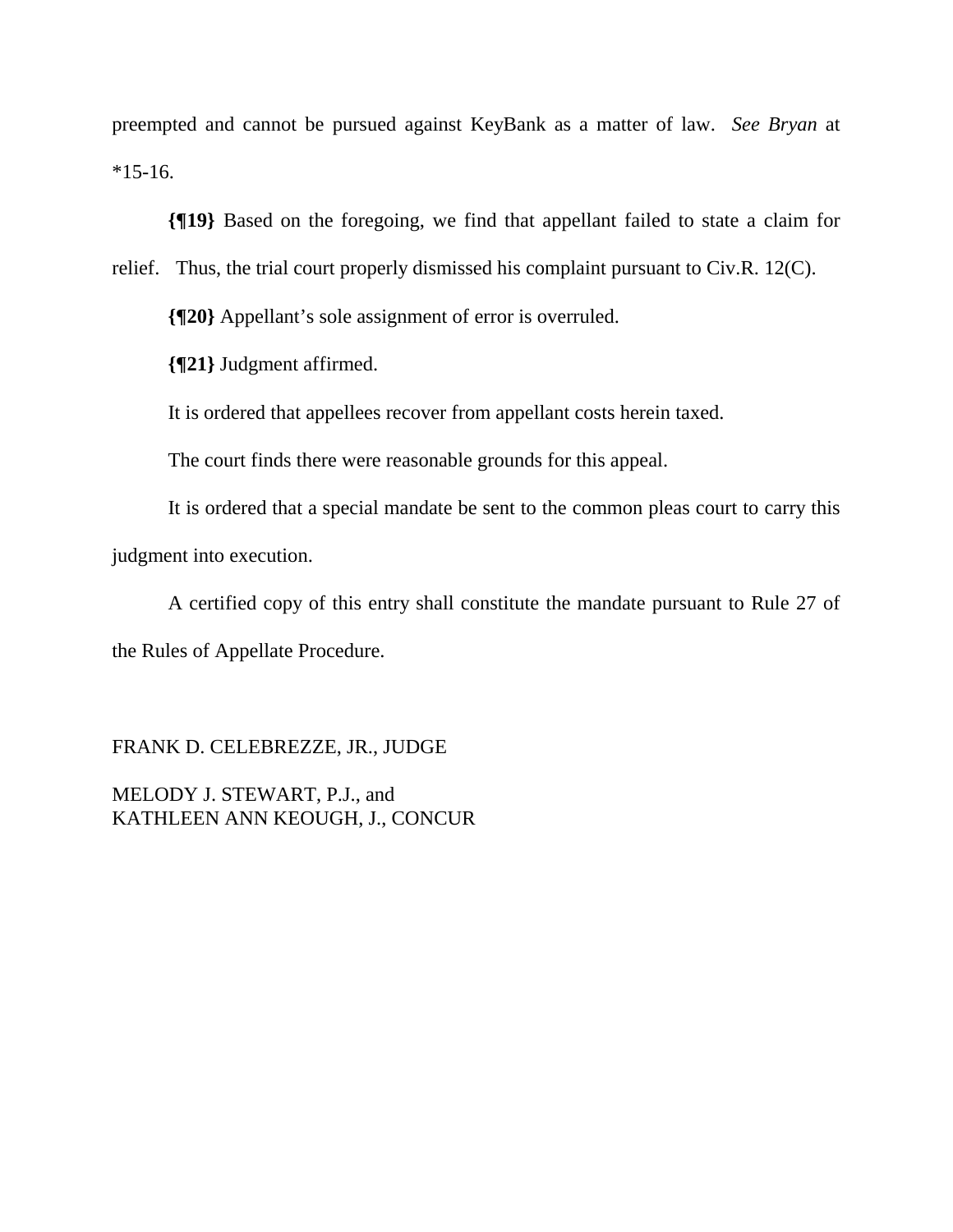preempted and cannot be pursued against KeyBank as a matter of law. *See Bryan* at *15-16.

**{¶19}** Based on the foregoing, we find that appellant failed to state a claim for relief. Thus, the trial court properly dismissed his complaint pursuant to Civ.R. 12(C).

**{¶20}** Appellant's sole assignment of error is overruled.

**{¶21}** Judgment affirmed.

It is ordered that appellees recover from appellant costs herein taxed.

The court finds there were reasonable grounds for this appeal.

It is ordered that a special mandate be sent to the common pleas court to carry this judgment into execution.

A certified copy of this entry shall constitute the mandate pursuant to Rule 27 of the Rules of Appellate Procedure.

FRANK D. CELEBREZZE, JR., JUDGE

MELODY J. STEWART, P.J., and
KATHLEEN ANN KEOUGH, J., CONCUR